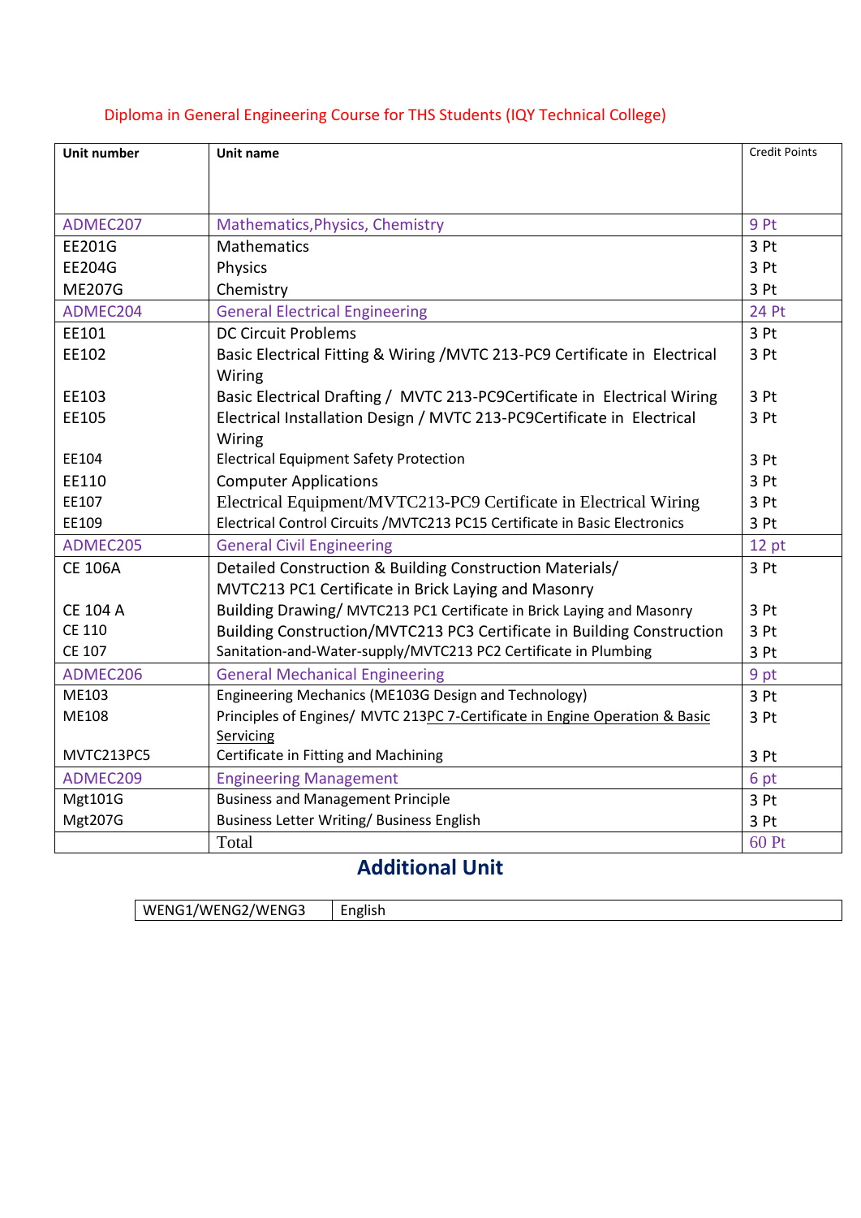Diploma in General Engineering Course for THS Students (IQY Technical College)

| Unit number | Unit name | Credit Points |
|---|---|---|
| ADMEC207 | Mathematics,Physics, Chemistry | 9 Pt |
| EE201G | Mathematics | 3 Pt |
| EE204G | Physics | 3 Pt |
| ME207G | Chemistry | 3 Pt |
| ADMEC204 | General Electrical Engineering | 24 Pt |
| EE101 | DC Circuit Problems | 3 Pt |
| EE102 | Basic Electrical Fitting & Wiring /MVTC 213-PC9 Certificate in Electrical Wiring | 3 Pt |
| EE103 | Basic Electrical Drafting / MVTC 213-PC9Certificate in Electrical Wiring | 3 Pt |
| EE105 | Electrical Installation Design / MVTC 213-PC9Certificate in Electrical Wiring | 3 Pt |
| EE104 | Electrical Equipment Safety Protection | 3 Pt |
| EE110 | Computer Applications | 3 Pt |
| EE107 | Electrical Equipment/MVTC213-PC9 Certificate in Electrical Wiring | 3 Pt |
| EE109 | Electrical Control Circuits /MVTC213 PC15 Certificate in Basic Electronics | 3 Pt |
| ADMEC205 | General Civil Engineering | 12 pt |
| CE 106A | Detailed Construction & Building Construction Materials/ MVTC213 PC1 Certificate in Brick Laying and Masonry | 3 Pt |
| CE 104 A | Building Drawing/ MVTC213 PC1 Certificate in Brick Laying and Masonry | 3 Pt |
| CE 110 | Building Construction/MVTC213 PC3 Certificate in Building Construction | 3 Pt |
| CE 107 | Sanitation-and-Water-supply/MVTC213 PC2 Certificate in Plumbing | 3 Pt |
| ADMEC206 | General Mechanical Engineering | 9 pt |
| ME103 | Engineering Mechanics (ME103G Design and Technology) | 3 Pt |
| ME108 | Principles of Engines/ MVTC 213PC 7-Certificate in Engine Operation & Basic Servicing | 3 Pt |
| MVTC213PC5 | Certificate in Fitting and Machining | 3 Pt |
| ADMEC209 | Engineering Management | 6 pt |
| Mgt101G | Business and Management Principle | 3 Pt |
| Mgt207G | Business Letter Writing/ Business English | 3 Pt |
| | Total | 60 Pt |

## Additional Unit

| WENG1/WENG2/WENG3 | English |
|---|---|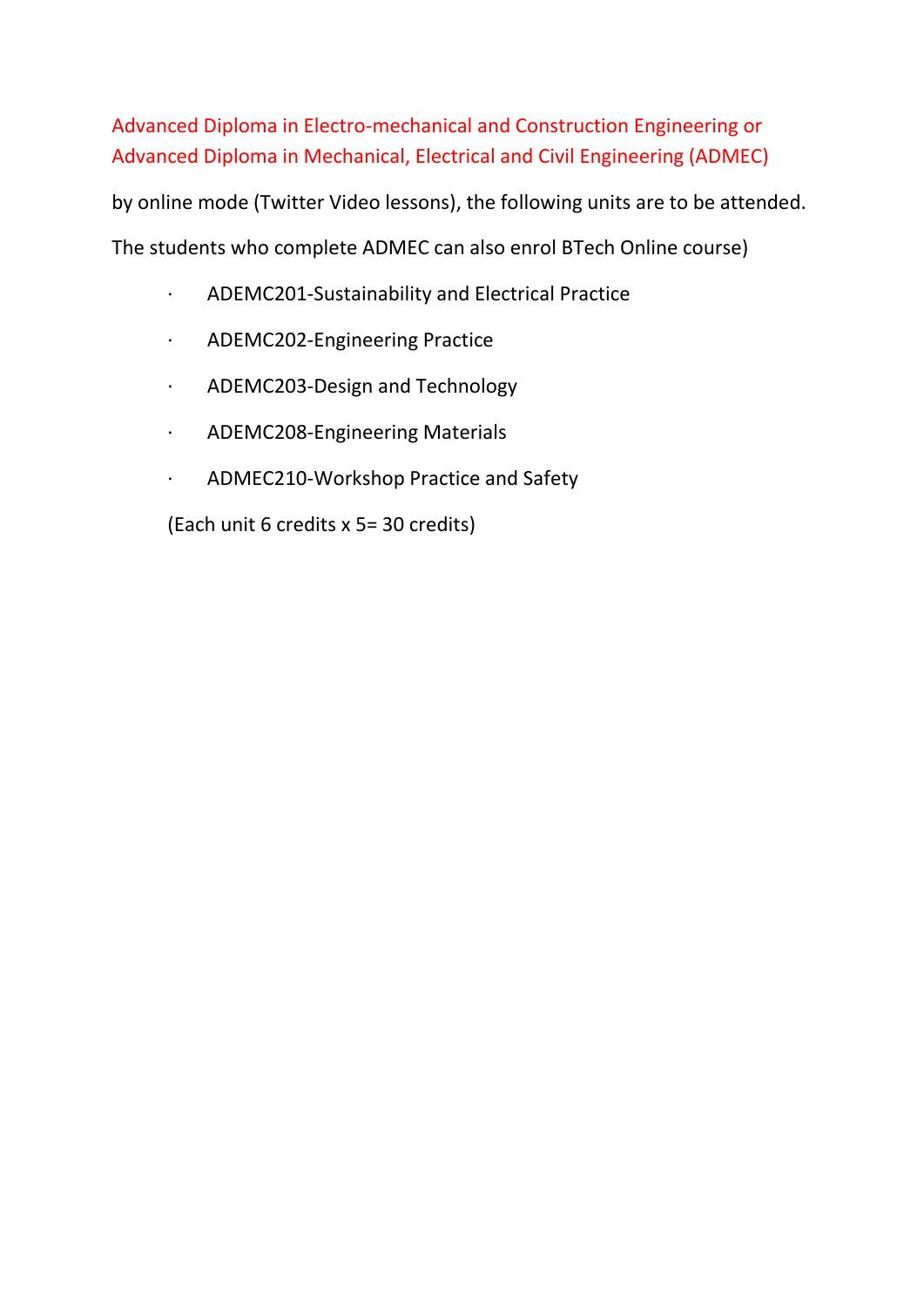Advanced Diploma in Electro-mechanical and Construction Engineering or Advanced Diploma in Mechanical, Electrical and Civil Engineering (ADMEC)

by online mode (Twitter Video lessons), the following units are to be attended.

The students who complete ADMEC can also enrol BTech Online course)

- ADEMC201-Sustainability and Electrical Practice
- ADEMC202-Engineering Practice
- ADEMC203-Design and Technology
- ADEMC208-Engineering Materials
- ADMEC210-Workshop Practice and Safety

(Each unit 6 credits x 5= 30 credits)